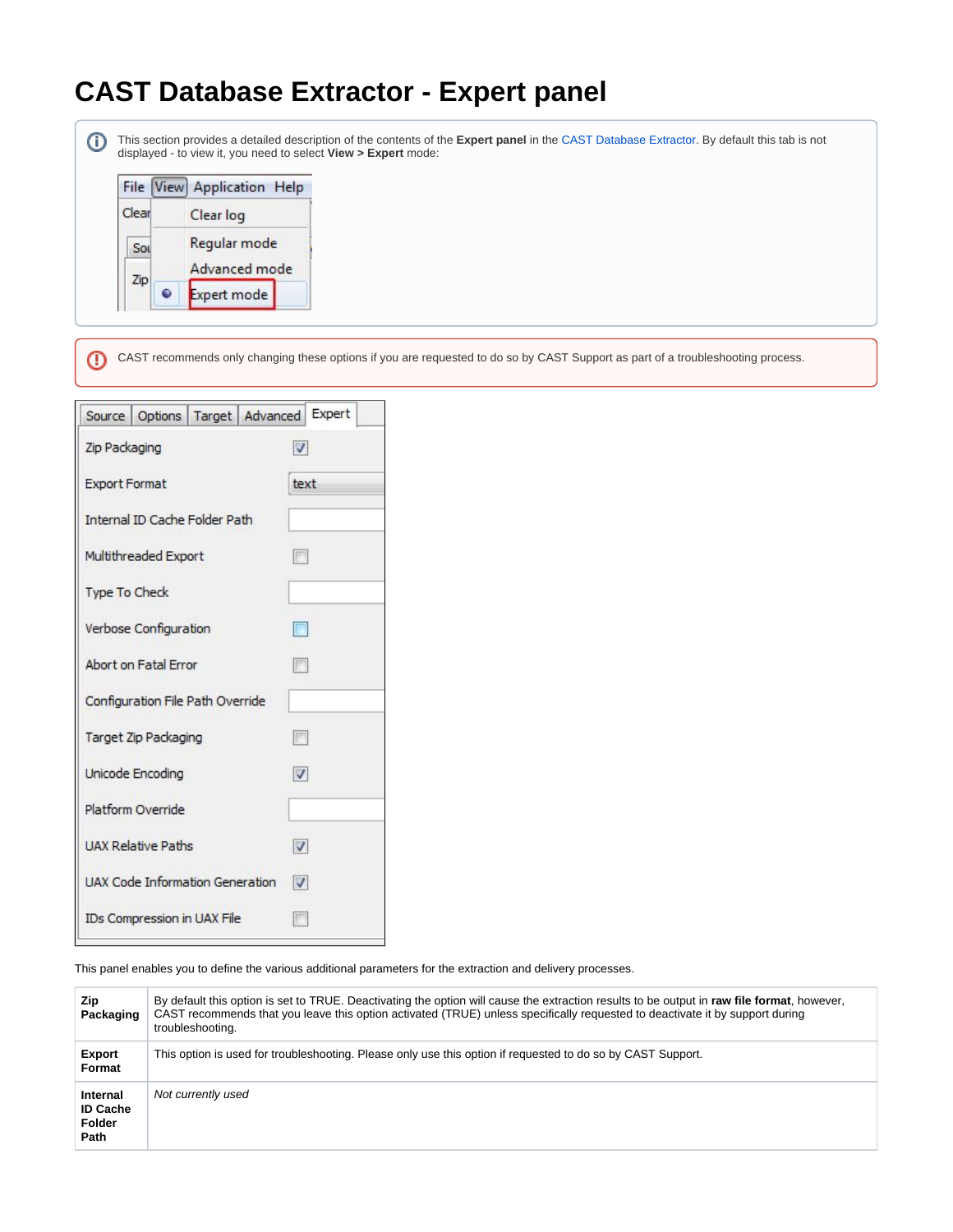# CAST Database Extractor - Expert panel

This section provides a detailed description of the contents of the **Expert panel** in the CAST Database Extractor. By default this tab is not displayed - to view it, you need to select **View > Expert** mode:

CAST recommends only changing these options if you are requested to do so by CAST Support as part of a troubleshooting process.

This panel enables you to define the various additional parameters for the extraction and delivery processes.

| | |
|---|---|
| **Zip Packaging** | By default this option is set to TRUE. Deactivating the option will cause the extraction results to be output in **raw file format**, however, CAST recommends that you leave this option activated (TRUE) unless specifically requested to deactivate it by support during troubleshooting. |
| **Export Format** | This option is used for troubleshooting. Please only use this option if requested to do so by CAST Support. |
| **Internal ID Cache Folder Path** | *Not currently used* |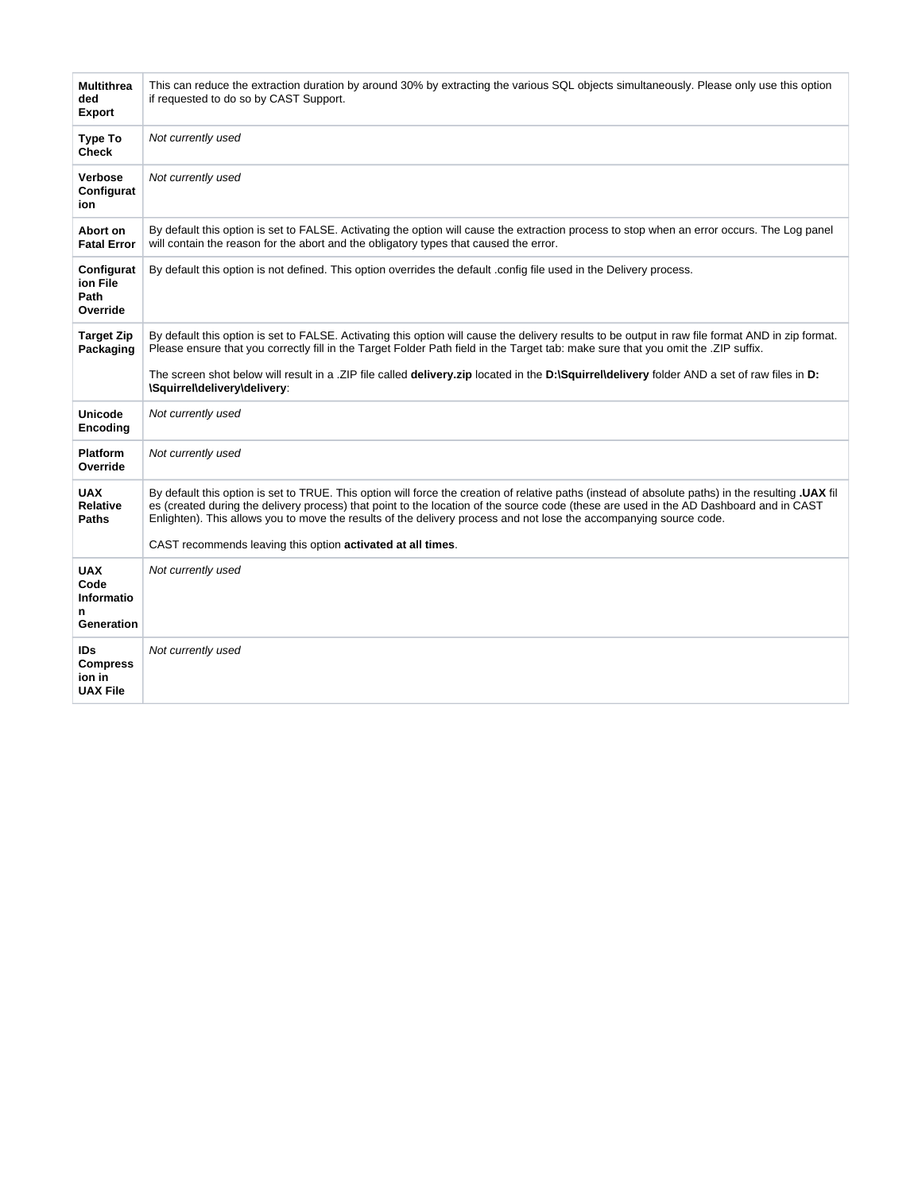| | |
|---|---|
| **Multithreaded Export** | This can reduce the extraction duration by around 30% by extracting the various SQL objects simultaneously. Please only use this option if requested to do so by CAST Support. |
| **Type To Check** | *Not currently used* |
| **Verbose Configuration** | *Not currently used* |
| **Abort on Fatal Error** | By default this option is set to FALSE. Activating the option will cause the extraction process to stop when an error occurs. The Log panel will contain the reason for the abort and the obligatory types that caused the error. |
| **Configuration File Path Override** | By default this option is not defined. This option overrides the default .config file used in the Delivery process. |
| **Target Zip Packaging** | By default this option is set to FALSE. Activating this option will cause the delivery results to be output in raw file format AND in zip format. Please ensure that you correctly fill in the Target Folder Path field in the Target tab: make sure that you omit the .ZIP suffix.<br><br>The screen shot below will result in a .ZIP file called **delivery.zip** located in the **D:\Squirrel\delivery** folder AND a set of raw files in **D:\Squirrel\delivery\delivery**: |
| **Unicode Encoding** | *Not currently used* |
| **Platform Override** | *Not currently used* |
| **UAX Relative Paths** | By default this option is set to TRUE. This option will force the creation of relative paths (instead of absolute paths) in the resulting **.UAX** files (created during the delivery process) that point to the location of the source code (these are used in the AD Dashboard and in CAST Enlighten). This allows you to move the results of the delivery process and not lose the accompanying source code.<br><br>CAST recommends leaving this option **activated at all times**. |
| **UAX Code Information Generation** | *Not currently used* |
| **IDs Compression in UAX File** | *Not currently used* |